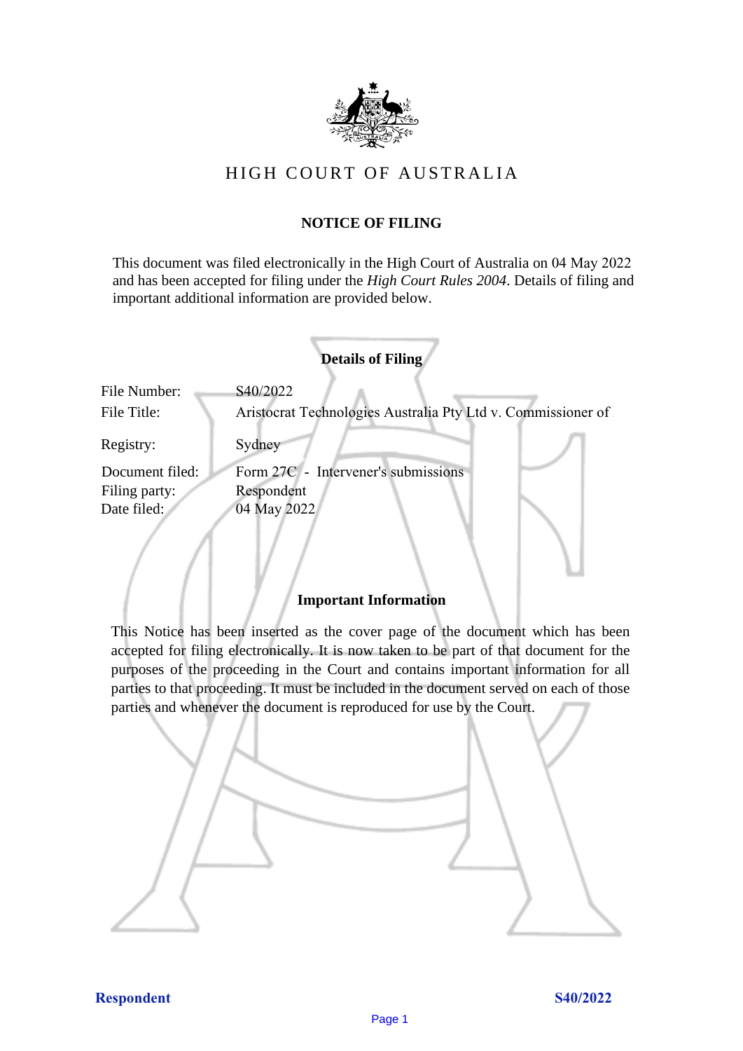# HIGH COURT OF AUSTRALIA

## NOTICE OF FILING

This document was filed electronically in the High Court of Australia on 04 May 2022 and has been accepted for filing under the *High Court Rules 2004*. Details of filing and important additional information are provided below.

### Details of Filing

| | |
|---|---|
| File Number: | S40/2022 |
| File Title: | Aristocrat Technologies Australia Pty Ltd v. Commissioner of |
| Registry: | Sydney |
| Document filed: | Form 27C - Intervener's submissions |
| Filing party: | Respondent |
| Date filed: | 04 May 2022 |

### Important Information

This Notice has been inserted as the cover page of the document which has been accepted for filing electronically. It is now taken to be part of that document for the purposes of the proceeding in the Court and contains important information for all parties to that proceeding. It must be included in the document served on each of those parties and whenever the document is reproduced for use by the Court.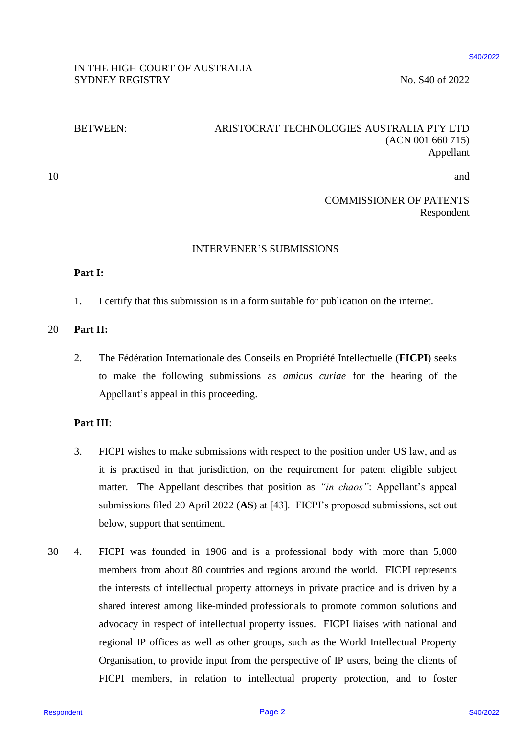IN THE HIGH COURT OF AUSTRALIA
SYDNEY REGISTRY

No. S40 of 2022

BETWEEN: ARISTOCRAT TECHNOLOGIES AUSTRALIA PTY LTD
(ACN 001 660 715)
Appellant

and

COMMISSIONER OF PATENTS
Respondent

INTERVENER'S SUBMISSIONS

**Part I:**

1. I certify that this submission is in a form suitable for publication on the internet.

**Part II:**

2. The Fédération Internationale des Conseils en Propriété Intellectuelle (**FICPI**) seeks to make the following submissions as *amicus curiae* for the hearing of the Appellant's appeal in this proceeding.

**Part III**:

3. FICPI wishes to make submissions with respect to the position under US law, and as it is practised in that jurisdiction, on the requirement for patent eligible subject matter. The Appellant describes that position as *"in chaos"*: Appellant's appeal submissions filed 20 April 2022 (**AS**) at [43]. FICPI's proposed submissions, set out below, support that sentiment.

4. FICPI was founded in 1906 and is a professional body with more than 5,000 members from about 80 countries and regions around the world. FICPI represents the interests of intellectual property attorneys in private practice and is driven by a shared interest among like-minded professionals to promote common solutions and advocacy in respect of intellectual property issues. FICPI liaises with national and regional IP offices as well as other groups, such as the World Intellectual Property Organisation, to provide input from the perspective of IP users, being the clients of FICPI members, in relation to intellectual property protection, and to foster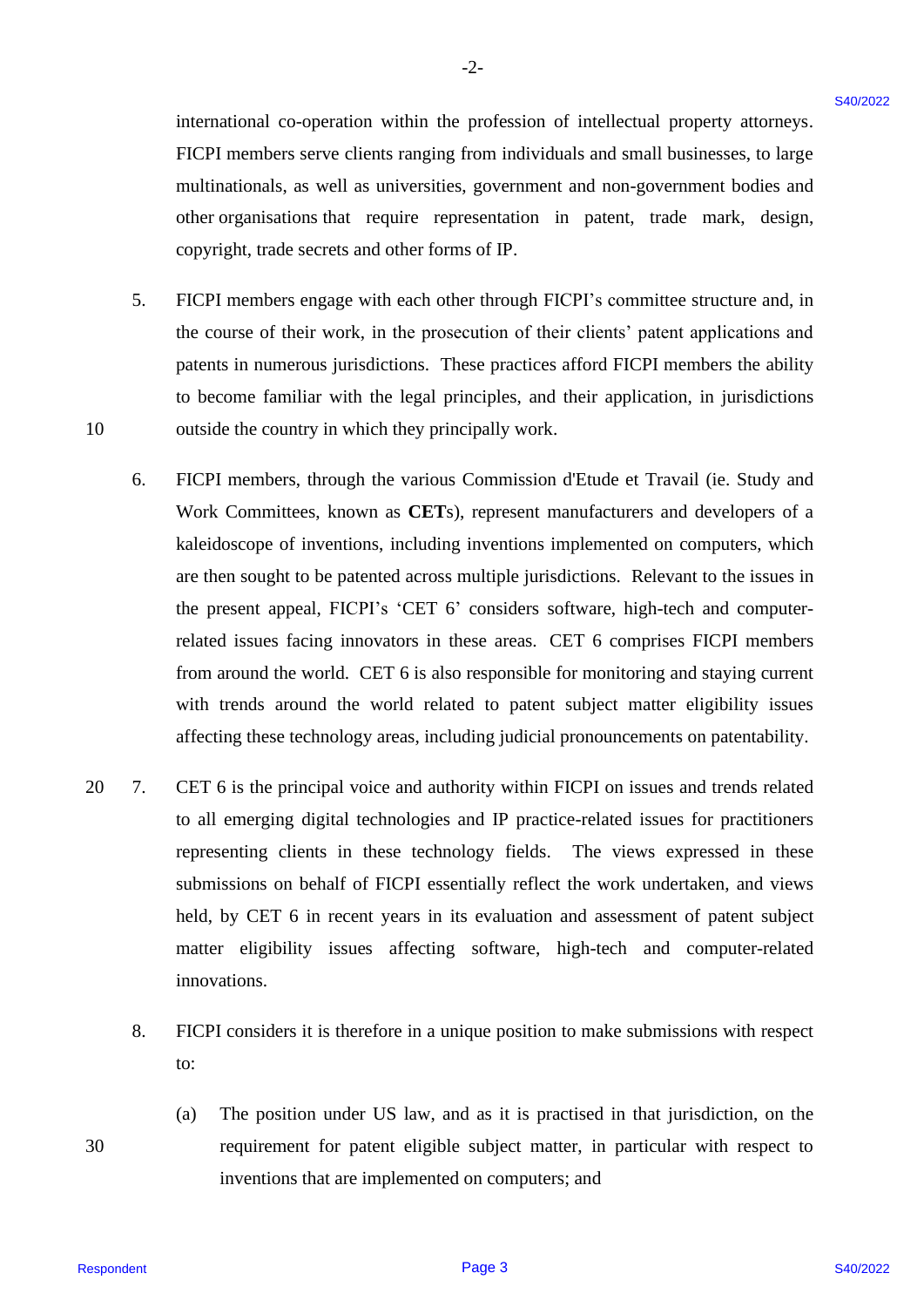international co-operation within the profession of intellectual property attorneys. FICPI members serve clients ranging from individuals and small businesses, to large multinationals, as well as universities, government and non-government bodies and other organisations that require representation in patent, trade mark, design, copyright, trade secrets and other forms of IP.

5. FICPI members engage with each other through FICPI's committee structure and, in the course of their work, in the prosecution of their clients' patent applications and patents in numerous jurisdictions. These practices afford FICPI members the ability to become familiar with the legal principles, and their application, in jurisdictions outside the country in which they principally work.

6. FICPI members, through the various Commission d'Etude et Travail (ie. Study and Work Committees, known as **CETs**), represent manufacturers and developers of a kaleidoscope of inventions, including inventions implemented on computers, which are then sought to be patented across multiple jurisdictions. Relevant to the issues in the present appeal, FICPI's 'CET 6' considers software, high-tech and computer-related issues facing innovators in these areas. CET 6 comprises FICPI members from around the world. CET 6 is also responsible for monitoring and staying current with trends around the world related to patent subject matter eligibility issues affecting these technology areas, including judicial pronouncements on patentability.

7. CET 6 is the principal voice and authority within FICPI on issues and trends related to all emerging digital technologies and IP practice-related issues for practitioners representing clients in these technology fields. The views expressed in these submissions on behalf of FICPI essentially reflect the work undertaken, and views held, by CET 6 in recent years in its evaluation and assessment of patent subject matter eligibility issues affecting software, high-tech and computer-related innovations.

8. FICPI considers it is therefore in a unique position to make submissions with respect to:

   (a) The position under US law, and as it is practised in that jurisdiction, on the requirement for patent eligible subject matter, in particular with respect to inventions that are implemented on computers; and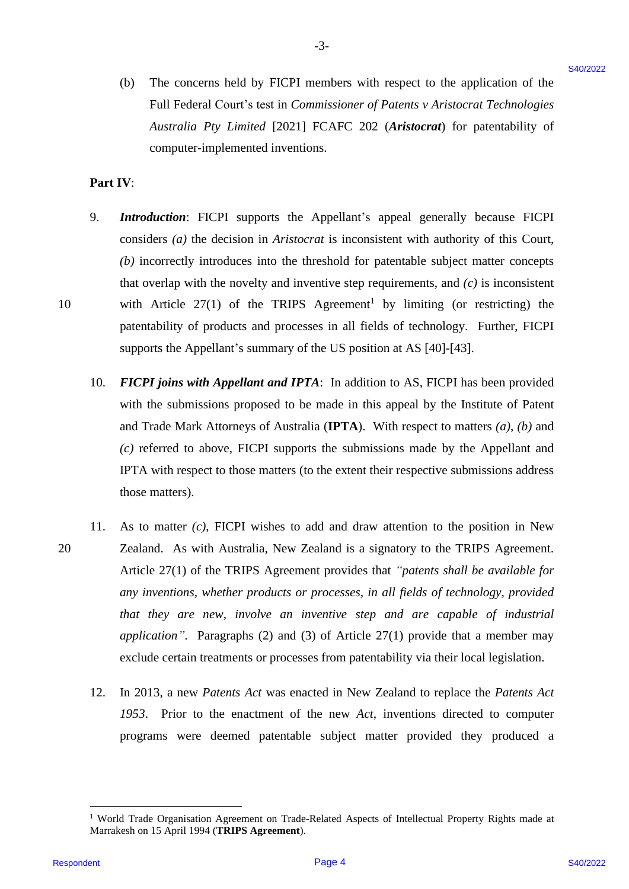(b) The concerns held by FICPI members with respect to the application of the Full Federal Court's test in *Commissioner of Patents v Aristocrat Technologies Australia Pty Limited* [2021] FCAFC 202 (***Aristocrat***) for patentability of computer-implemented inventions.

**Part IV**:

9. ***Introduction***: FICPI supports the Appellant's appeal generally because FICPI considers *(a)* the decision in *Aristocrat* is inconsistent with authority of this Court, *(b)* incorrectly introduces into the threshold for patentable subject matter concepts that overlap with the novelty and inventive step requirements, and *(c)* is inconsistent with Article 27(1) of the TRIPS Agreement[1] by limiting (or restricting) the patentability of products and processes in all fields of technology. Further, FICPI supports the Appellant's summary of the US position at AS [40]-[43].

10. ***FICPI joins with Appellant and IPTA***: In addition to AS, FICPI has been provided with the submissions proposed to be made in this appeal by the Institute of Patent and Trade Mark Attorneys of Australia (**IPTA**). With respect to matters *(a)*, *(b)* and *(c)* referred to above, FICPI supports the submissions made by the Appellant and IPTA with respect to those matters (to the extent their respective submissions address those matters).

11. As to matter *(c)*, FICPI wishes to add and draw attention to the position in New Zealand. As with Australia, New Zealand is a signatory to the TRIPS Agreement. Article 27(1) of the TRIPS Agreement provides that *"patents shall be available for any inventions, whether products or processes, in all fields of technology, provided that they are new, involve an inventive step and are capable of industrial application"*. Paragraphs (2) and (3) of Article 27(1) provide that a member may exclude certain treatments or processes from patentability via their local legislation.

12. In 2013, a new *Patents Act* was enacted in New Zealand to replace the *Patents Act 1953*. Prior to the enactment of the new *Act*, inventions directed to computer programs were deemed patentable subject matter provided they produced a

[1] World Trade Organisation Agreement on Trade-Related Aspects of Intellectual Property Rights made at Marrakesh on 15 April 1994 (**TRIPS Agreement**).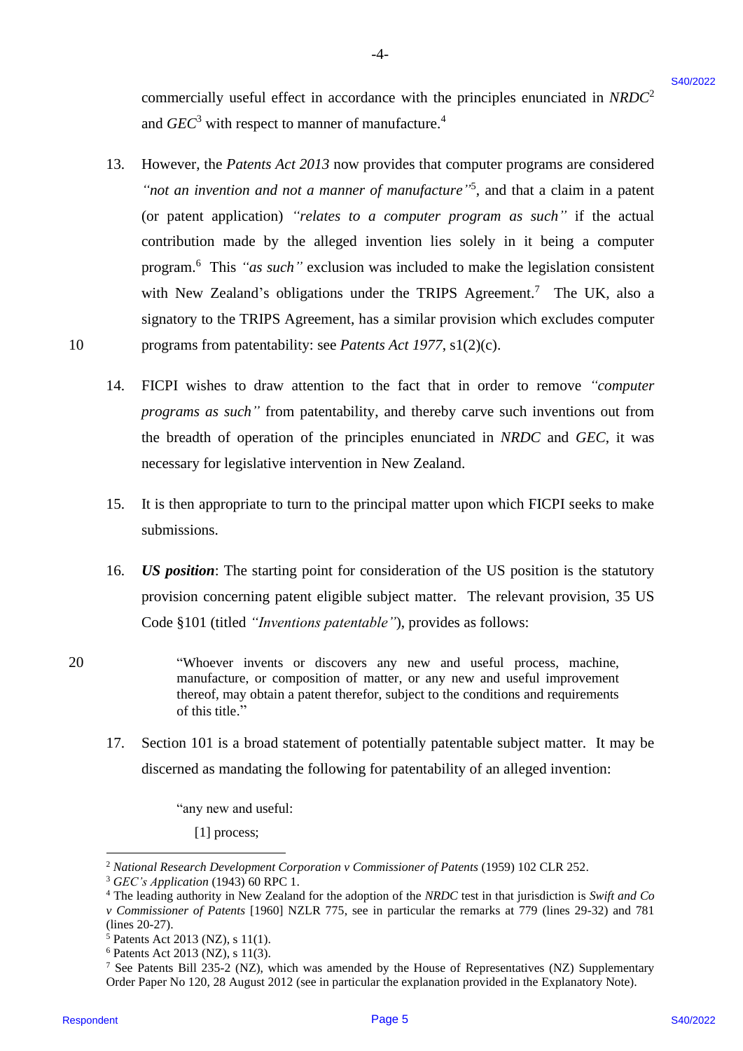commercially useful effect in accordance with the principles enunciated in *NRDC*[2] and *GEC*[3] with respect to manner of manufacture.[4]

13. However, the *Patents Act 2013* now provides that computer programs are considered *"not an invention and not a manner of manufacture"*[5], and that a claim in a patent (or patent application) *"relates to a computer program as such"* if the actual contribution made by the alleged invention lies solely in it being a computer program.[6] This *"as such"* exclusion was included to make the legislation consistent with New Zealand's obligations under the TRIPS Agreement.[7] The UK, also a signatory to the TRIPS Agreement, has a similar provision which excludes computer programs from patentability: see *Patents Act 1977*, s1(2)(c).

14. FICPI wishes to draw attention to the fact that in order to remove *"computer programs as such"* from patentability, and thereby carve such inventions out from the breadth of operation of the principles enunciated in *NRDC* and *GEC*, it was necessary for legislative intervention in New Zealand.

15. It is then appropriate to turn to the principal matter upon which FICPI seeks to make submissions.

16. ***US position***: The starting point for consideration of the US position is the statutory provision concerning patent eligible subject matter. The relevant provision, 35 US Code §101 (titled *"Inventions patentable"*), provides as follows:

> "Whoever invents or discovers any new and useful process, machine, manufacture, or composition of matter, or any new and useful improvement thereof, may obtain a patent therefor, subject to the conditions and requirements of this title."

17. Section 101 is a broad statement of potentially patentable subject matter. It may be discerned as mandating the following for patentability of an alleged invention:

> "any new and useful:
>
> [1] process;

---

[2] *National Research Development Corporation v Commissioner of Patents* (1959) 102 CLR 252.

[3] *GEC's Application* (1943) 60 RPC 1.

[4] The leading authority in New Zealand for the adoption of the *NRDC* test in that jurisdiction is *Swift and Co v Commissioner of Patents* [1960] NZLR 775, see in particular the remarks at 779 (lines 29-32) and 781 (lines 20-27).

[5] Patents Act 2013 (NZ), s 11(1).

[6] Patents Act 2013 (NZ), s 11(3).

[7] See Patents Bill 235-2 (NZ), which was amended by the House of Representatives (NZ) Supplementary Order Paper No 120, 28 August 2012 (see in particular the explanation provided in the Explanatory Note).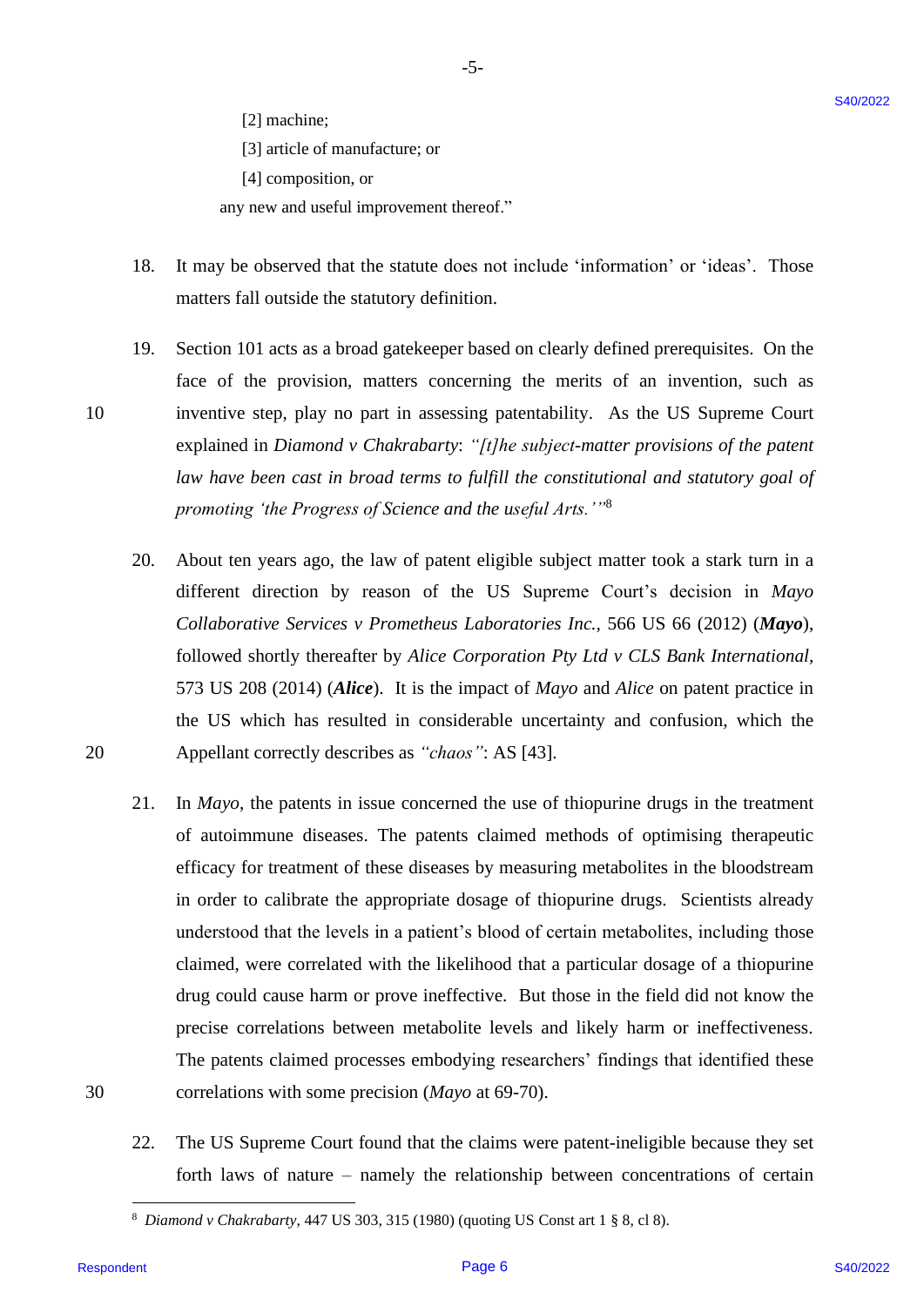[2] machine;

[3] article of manufacture; or

[4] composition, or

any new and useful improvement thereof."

18. It may be observed that the statute does not include 'information' or 'ideas'. Those matters fall outside the statutory definition.

19. Section 101 acts as a broad gatekeeper based on clearly defined prerequisites. On the face of the provision, matters concerning the merits of an invention, such as inventive step, play no part in assessing patentability. As the US Supreme Court explained in *Diamond v Chakrabarty*: *"[t]he subject-matter provisions of the patent law have been cast in broad terms to fulfill the constitutional and statutory goal of promoting 'the Progress of Science and the useful Arts.'"*[8]

20. About ten years ago, the law of patent eligible subject matter took a stark turn in a different direction by reason of the US Supreme Court's decision in *Mayo Collaborative Services v Prometheus Laboratories Inc.*, 566 US 66 (2012) (***Mayo***), followed shortly thereafter by *Alice Corporation Pty Ltd v CLS Bank International*, 573 US 208 (2014) (***Alice***). It is the impact of *Mayo* and *Alice* on patent practice in the US which has resulted in considerable uncertainty and confusion, which the Appellant correctly describes as *"chaos"*: AS [43].

21. In *Mayo*, the patents in issue concerned the use of thiopurine drugs in the treatment of autoimmune diseases. The patents claimed methods of optimising therapeutic efficacy for treatment of these diseases by measuring metabolites in the bloodstream in order to calibrate the appropriate dosage of thiopurine drugs. Scientists already understood that the levels in a patient's blood of certain metabolites, including those claimed, were correlated with the likelihood that a particular dosage of a thiopurine drug could cause harm or prove ineffective. But those in the field did not know the precise correlations between metabolite levels and likely harm or ineffectiveness. The patents claimed processes embodying researchers' findings that identified these correlations with some precision (*Mayo* at 69-70).

22. The US Supreme Court found that the claims were patent-ineligible because they set forth laws of nature – namely the relationship between concentrations of certain

---

[8] *Diamond v Chakrabarty*, 447 US 303, 315 (1980) (quoting US Const art 1 § 8, cl 8).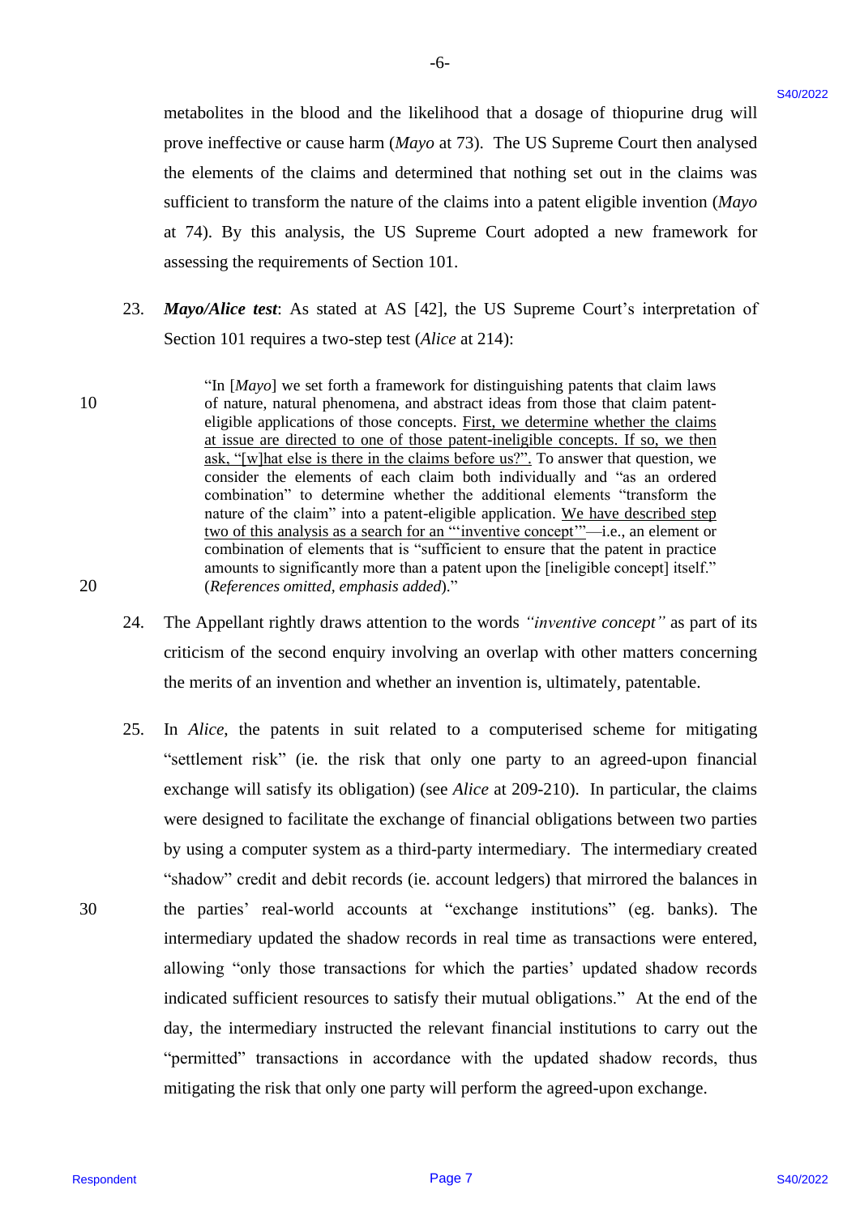metabolites in the blood and the likelihood that a dosage of thiopurine drug will prove ineffective or cause harm (*Mayo* at 73). The US Supreme Court then analysed the elements of the claims and determined that nothing set out in the claims was sufficient to transform the nature of the claims into a patent eligible invention (*Mayo* at 74). By this analysis, the US Supreme Court adopted a new framework for assessing the requirements of Section 101.

23. ***Mayo/Alice test***: As stated at AS [42], the US Supreme Court's interpretation of Section 101 requires a two-step test (*Alice* at 214):

> "In [*Mayo*] we set forth a framework for distinguishing patents that claim laws of nature, natural phenomena, and abstract ideas from those that claim patent-eligible applications of those concepts. <u>First, we determine whether the claims at issue are directed to one of those patent-ineligible concepts. If so, we then ask, "[w]hat else is there in the claims before us?".</u> To answer that question, we consider the elements of each claim both individually and "as an ordered combination" to determine whether the additional elements "transform the nature of the claim" into a patent-eligible application. <u>We have described step two of this analysis as a search for an "'inventive concept'"</u>—i.e., an element or combination of elements that is "sufficient to ensure that the patent in practice amounts to significantly more than a patent upon the [ineligible concept] itself." (*References omitted, emphasis added*)."

24. The Appellant rightly draws attention to the words *"inventive concept"* as part of its criticism of the second enquiry involving an overlap with other matters concerning the merits of an invention and whether an invention is, ultimately, patentable.

25. In *Alice*, the patents in suit related to a computerised scheme for mitigating "settlement risk" (ie. the risk that only one party to an agreed-upon financial exchange will satisfy its obligation) (see *Alice* at 209-210). In particular, the claims were designed to facilitate the exchange of financial obligations between two parties by using a computer system as a third-party intermediary. The intermediary created "shadow" credit and debit records (ie. account ledgers) that mirrored the balances in the parties' real-world accounts at "exchange institutions" (eg. banks). The intermediary updated the shadow records in real time as transactions were entered, allowing "only those transactions for which the parties' updated shadow records indicated sufficient resources to satisfy their mutual obligations." At the end of the day, the intermediary instructed the relevant financial institutions to carry out the "permitted" transactions in accordance with the updated shadow records, thus mitigating the risk that only one party will perform the agreed-upon exchange.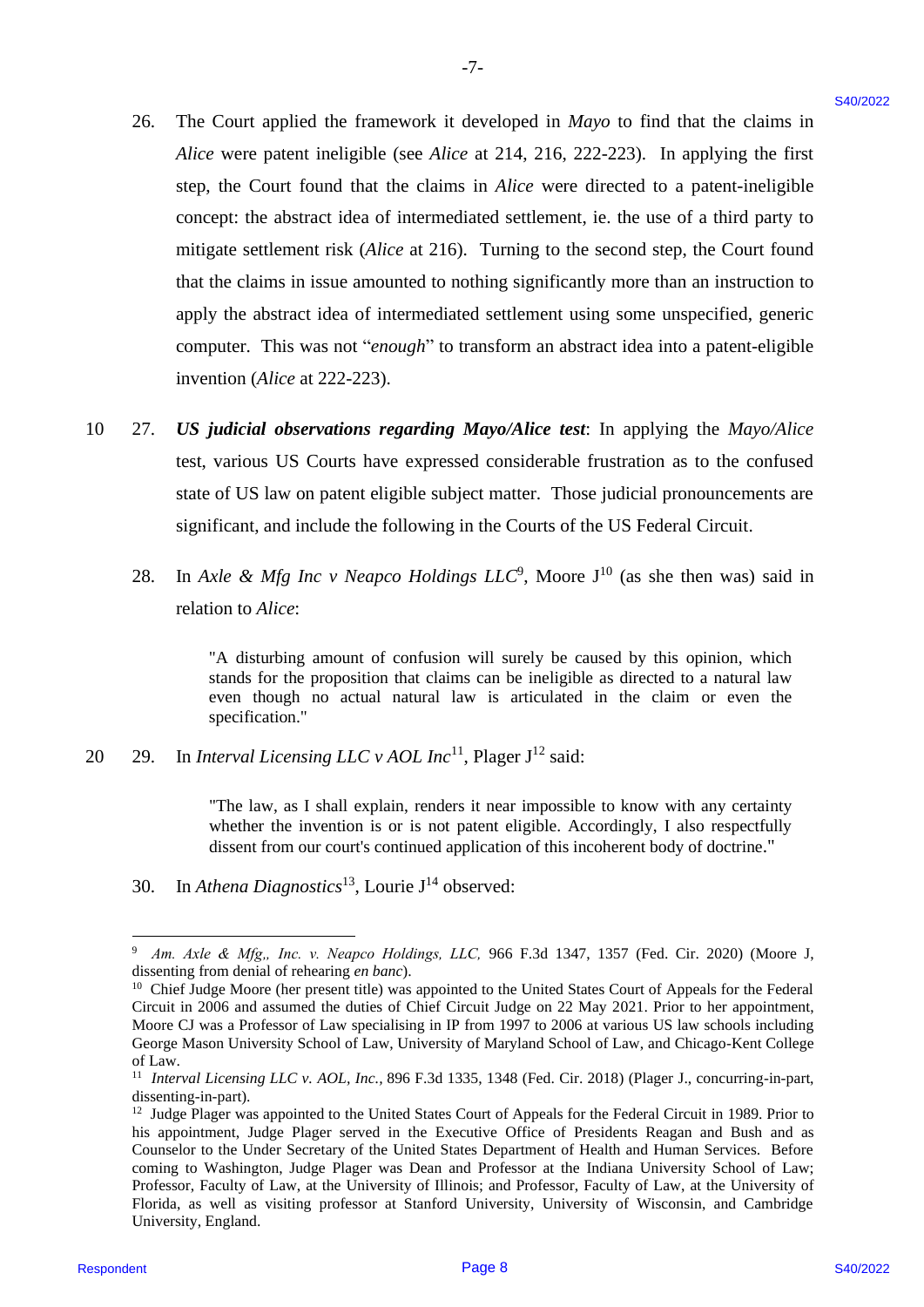26. The Court applied the framework it developed in *Mayo* to find that the claims in *Alice* were patent ineligible (see *Alice* at 214, 216, 222-223). In applying the first step, the Court found that the claims in *Alice* were directed to a patent-ineligible concept: the abstract idea of intermediated settlement, ie. the use of a third party to mitigate settlement risk (*Alice* at 216). Turning to the second step, the Court found that the claims in issue amounted to nothing significantly more than an instruction to apply the abstract idea of intermediated settlement using some unspecified, generic computer. This was not "*enough*" to transform an abstract idea into a patent-eligible invention (*Alice* at 222-223).

27. ***US judicial observations regarding Mayo/Alice test***: In applying the *Mayo/Alice* test, various US Courts have expressed considerable frustration as to the confused state of US law on patent eligible subject matter. Those judicial pronouncements are significant, and include the following in the Courts of the US Federal Circuit.

28. In *Axle & Mfg Inc v Neapco Holdings LLC*[9], Moore J[10] (as she then was) said in relation to *Alice*:

> "A disturbing amount of confusion will surely be caused by this opinion, which stands for the proposition that claims can be ineligible as directed to a natural law even though no actual natural law is articulated in the claim or even the specification."

29. In *Interval Licensing LLC v AOL Inc*[11], Plager J[12] said:

> "The law, as I shall explain, renders it near impossible to know with any certainty whether the invention is or is not patent eligible. Accordingly, I also respectfully dissent from our court's continued application of this incoherent body of doctrine."

30. In *Athena Diagnostics*[13], Lourie J[14] observed:

---

[9] *Am. Axle & Mfg,, Inc. v. Neapco Holdings, LLC,* 966 F.3d 1347, 1357 (Fed. Cir. 2020) (Moore J, dissenting from denial of rehearing *en banc*).

[10] Chief Judge Moore (her present title) was appointed to the United States Court of Appeals for the Federal Circuit in 2006 and assumed the duties of Chief Circuit Judge on 22 May 2021. Prior to her appointment, Moore CJ was a Professor of Law specialising in IP from 1997 to 2006 at various US law schools including George Mason University School of Law, University of Maryland School of Law, and Chicago-Kent College of Law.

[11] *Interval Licensing LLC v. AOL, Inc.,* 896 F.3d 1335, 1348 (Fed. Cir. 2018) (Plager J., concurring-in-part, dissenting-in-part).

[12] Judge Plager was appointed to the United States Court of Appeals for the Federal Circuit in 1989. Prior to his appointment, Judge Plager served in the Executive Office of Presidents Reagan and Bush and as Counselor to the Under Secretary of the United States Department of Health and Human Services. Before coming to Washington, Judge Plager was Dean and Professor at the Indiana University School of Law; Professor, Faculty of Law, at the University of Illinois; and Professor, Faculty of Law, at the University of Florida, as well as visiting professor at Stanford University, University of Wisconsin, and Cambridge University, England.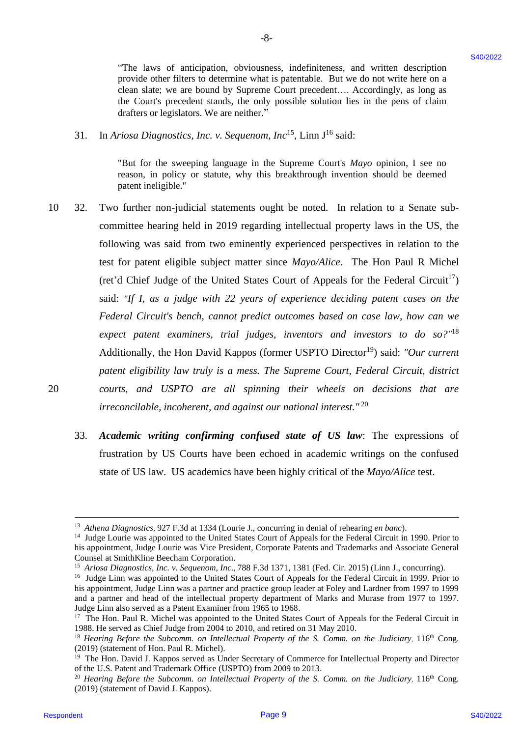> "The laws of anticipation, obviousness, indefiniteness, and written description provide other filters to determine what is patentable. But we do not write here on a clean slate; we are bound by Supreme Court precedent…. Accordingly, as long as the Court's precedent stands, the only possible solution lies in the pens of claim drafters or legislators. We are neither."

31. In *Ariosa Diagnostics, Inc. v. Sequenom, Inc*[15], Linn J[16] said:

> "But for the sweeping language in the Supreme Court's *Mayo* opinion, I see no reason, in policy or statute, why this breakthrough invention should be deemed patent ineligible."

32. Two further non-judicial statements ought be noted. In relation to a Senate sub-committee hearing held in 2019 regarding intellectual property laws in the US, the following was said from two eminently experienced perspectives in relation to the test for patent eligible subject matter since *Mayo/Alice*. The Hon Paul R Michel (ret'd Chief Judge of the United States Court of Appeals for the Federal Circuit[17]) said: *"If I, as a judge with 22 years of experience deciding patent cases on the Federal Circuit's bench, cannot predict outcomes based on case law, how can we expect patent examiners, trial judges, inventors and investors to do so?"*[18] Additionally, the Hon David Kappos (former USPTO Director[19]) said: *"Our current patent eligibility law truly is a mess. The Supreme Court, Federal Circuit, district courts, and USPTO are all spinning their wheels on decisions that are irreconcilable, incoherent, and against our national interest."*[20]

33. ***Academic writing confirming confused state of US law***: The expressions of frustration by US Courts have been echoed in academic writings on the confused state of US law. US academics have been highly critical of the *Mayo/Alice* test.

---

[13] *Athena Diagnostics*, 927 F.3d at 1334 (Lourie J., concurring in denial of rehearing *en banc*).

[14] Judge Lourie was appointed to the United States Court of Appeals for the Federal Circuit in 1990. Prior to his appointment, Judge Lourie was Vice President, Corporate Patents and Trademarks and Associate General Counsel at SmithKline Beecham Corporation.

[15] *Ariosa Diagnostics, Inc. v. Sequenom, Inc.*, 788 F.3d 1371, 1381 (Fed. Cir. 2015) (Linn J., concurring).

[16] Judge Linn was appointed to the United States Court of Appeals for the Federal Circuit in 1999. Prior to his appointment, Judge Linn was a partner and practice group leader at Foley and Lardner from 1997 to 1999 and a partner and head of the intellectual property department of Marks and Murase from 1977 to 1997. Judge Linn also served as a Patent Examiner from 1965 to 1968.

[17] The Hon. Paul R. Michel was appointed to the United States Court of Appeals for the Federal Circuit in 1988. He served as Chief Judge from 2004 to 2010, and retired on 31 May 2010.

[18] *Hearing Before the Subcomm. on Intellectual Property of the S. Comm. on the Judiciary*, 116th Cong. (2019) (statement of Hon. Paul R. Michel).

[19] The Hon. David J. Kappos served as Under Secretary of Commerce for Intellectual Property and Director of the U.S. Patent and Trademark Office (USPTO) from 2009 to 2013.

[20] *Hearing Before the Subcomm. on Intellectual Property of the S. Comm. on the Judiciary*, 116th Cong. (2019) (statement of David J. Kappos).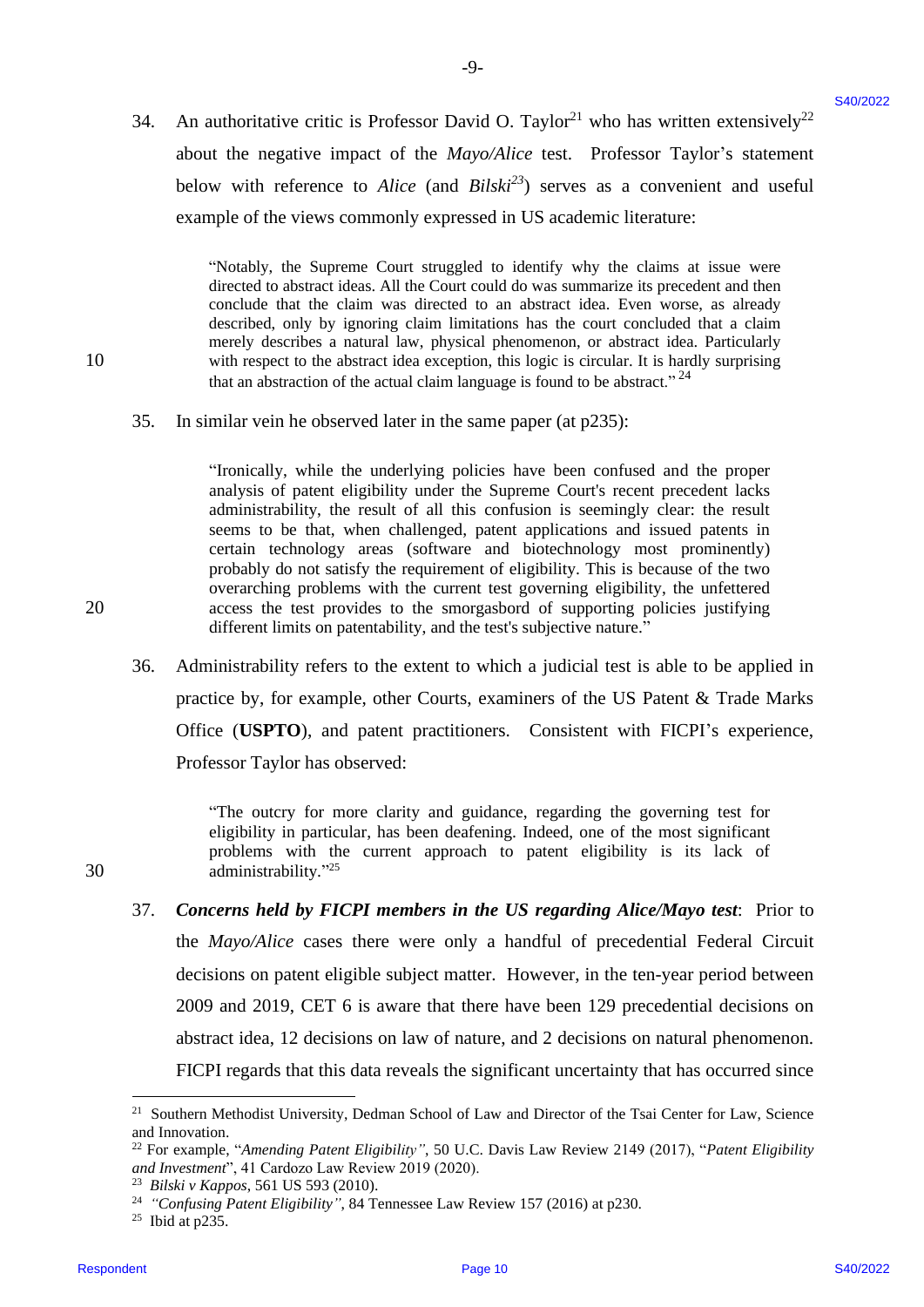34. An authoritative critic is Professor David O. Taylor[21] who has written extensively[22] about the negative impact of the *Mayo/Alice* test. Professor Taylor's statement below with reference to *Alice* (and *Bilski*[23]) serves as a convenient and useful example of the views commonly expressed in US academic literature:

> "Notably, the Supreme Court struggled to identify why the claims at issue were directed to abstract ideas. All the Court could do was summarize its precedent and then conclude that the claim was directed to an abstract idea. Even worse, as already described, only by ignoring claim limitations has the court concluded that a claim merely describes a natural law, physical phenomenon, or abstract idea. Particularly with respect to the abstract idea exception, this logic is circular. It is hardly surprising that an abstraction of the actual claim language is found to be abstract." [24]

35. In similar vein he observed later in the same paper (at p235):

> "Ironically, while the underlying policies have been confused and the proper analysis of patent eligibility under the Supreme Court's recent precedent lacks administrability, the result of all this confusion is seemingly clear: the result seems to be that, when challenged, patent applications and issued patents in certain technology areas (software and biotechnology most prominently) probably do not satisfy the requirement of eligibility. This is because of the two overarching problems with the current test governing eligibility, the unfettered access the test provides to the smorgasbord of supporting policies justifying different limits on patentability, and the test's subjective nature."

36. Administrability refers to the extent to which a judicial test is able to be applied in practice by, for example, other Courts, examiners of the US Patent & Trade Marks Office (**USPTO**), and patent practitioners. Consistent with FICPI's experience, Professor Taylor has observed:

> "The outcry for more clarity and guidance, regarding the governing test for eligibility in particular, has deafening. Indeed, one of the most significant problems with the current approach to patent eligibility is its lack of administrability."[25]

37. ***Concerns held by FICPI members in the US regarding Alice/Mayo test***: Prior to the *Mayo/Alice* cases there were only a handful of precedential Federal Circuit decisions on patent eligible subject matter. However, in the ten-year period between 2009 and 2019, CET 6 is aware that there have been 129 precedential decisions on abstract idea, 12 decisions on law of nature, and 2 decisions on natural phenomenon. FICPI regards that this data reveals the significant uncertainty that has occurred since

---

[21] Southern Methodist University, Dedman School of Law and Director of the Tsai Center for Law, Science and Innovation.

[22] For example, "*Amending Patent Eligibility*", 50 U.C. Davis Law Review 2149 (2017), "*Patent Eligibility and Investment*", 41 Cardozo Law Review 2019 (2020).

[23] *Bilski v Kappos*, 561 US 593 (2010).

[24] *"Confusing Patent Eligibility"*, 84 Tennessee Law Review 157 (2016) at p230.

[25] Ibid at p235.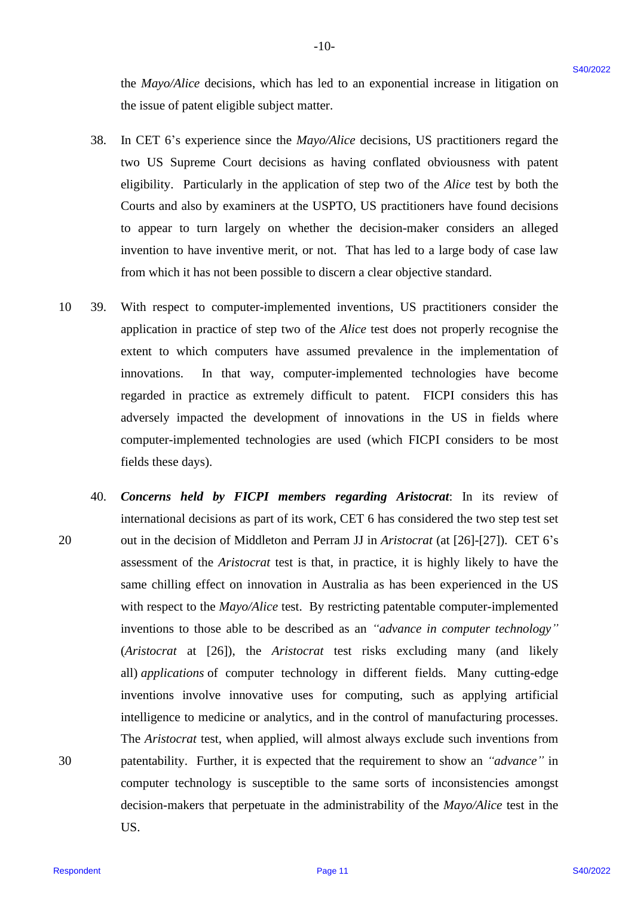the *Mayo/Alice* decisions, which has led to an exponential increase in litigation on the issue of patent eligible subject matter.

38. In CET 6's experience since the *Mayo/Alice* decisions, US practitioners regard the two US Supreme Court decisions as having conflated obviousness with patent eligibility. Particularly in the application of step two of the *Alice* test by both the Courts and also by examiners at the USPTO, US practitioners have found decisions to appear to turn largely on whether the decision-maker considers an alleged invention to have inventive merit, or not. That has led to a large body of case law from which it has not been possible to discern a clear objective standard.

39. With respect to computer-implemented inventions, US practitioners consider the application in practice of step two of the *Alice* test does not properly recognise the extent to which computers have assumed prevalence in the implementation of innovations. In that way, computer-implemented technologies have become regarded in practice as extremely difficult to patent. FICPI considers this has adversely impacted the development of innovations in the US in fields where computer-implemented technologies are used (which FICPI considers to be most fields these days).

40. ***Concerns held by FICPI members regarding Aristocrat***: In its review of international decisions as part of its work, CET 6 has considered the two step test set out in the decision of Middleton and Perram JJ in *Aristocrat* (at [26]-[27]). CET 6's assessment of the *Aristocrat* test is that, in practice, it is highly likely to have the same chilling effect on innovation in Australia as has been experienced in the US with respect to the *Mayo/Alice* test. By restricting patentable computer-implemented inventions to those able to be described as an *"advance in computer technology"* (*Aristocrat* at [26]), the *Aristocrat* test risks excluding many (and likely all) *applications* of computer technology in different fields. Many cutting-edge inventions involve innovative uses for computing, such as applying artificial intelligence to medicine or analytics, and in the control of manufacturing processes. The *Aristocrat* test, when applied, will almost always exclude such inventions from patentability. Further, it is expected that the requirement to show an *"advance"* in computer technology is susceptible to the same sorts of inconsistencies amongst decision-makers that perpetuate in the administrability of the *Mayo/Alice* test in the US.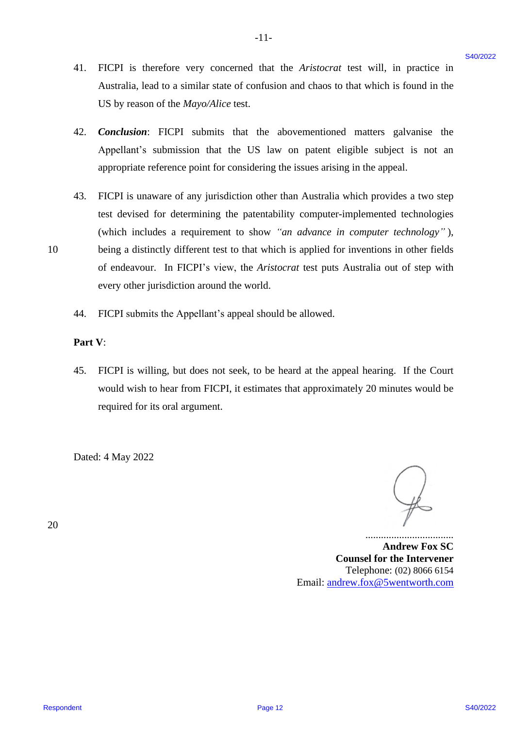41. FICPI is therefore very concerned that the *Aristocrat* test will, in practice in Australia, lead to a similar state of confusion and chaos to that which is found in the US by reason of the *Mayo/Alice* test.

42. ***Conclusion***: FICPI submits that the abovementioned matters galvanise the Appellant's submission that the US law on patent eligible subject is not an appropriate reference point for considering the issues arising in the appeal.

43. FICPI is unaware of any jurisdiction other than Australia which provides a two step test devised for determining the patentability computer-implemented technologies (which includes a requirement to show *"an advance in computer technology"*), being a distinctly different test to that which is applied for inventions in other fields of endeavour. In FICPI's view, the *Aristocrat* test puts Australia out of step with every other jurisdiction around the world.

44. FICPI submits the Appellant's appeal should be allowed.

**Part V**:

45. FICPI is willing, but does not seek, to be heard at the appeal hearing. If the Court would wish to hear from FICPI, it estimates that approximately 20 minutes would be required for its oral argument.

Dated: 4 May 2022

..................................
**Andrew Fox SC**
**Counsel for the Intervener**
Telephone: (02) 8066 6154
Email: andrew.fox@5wentworth.com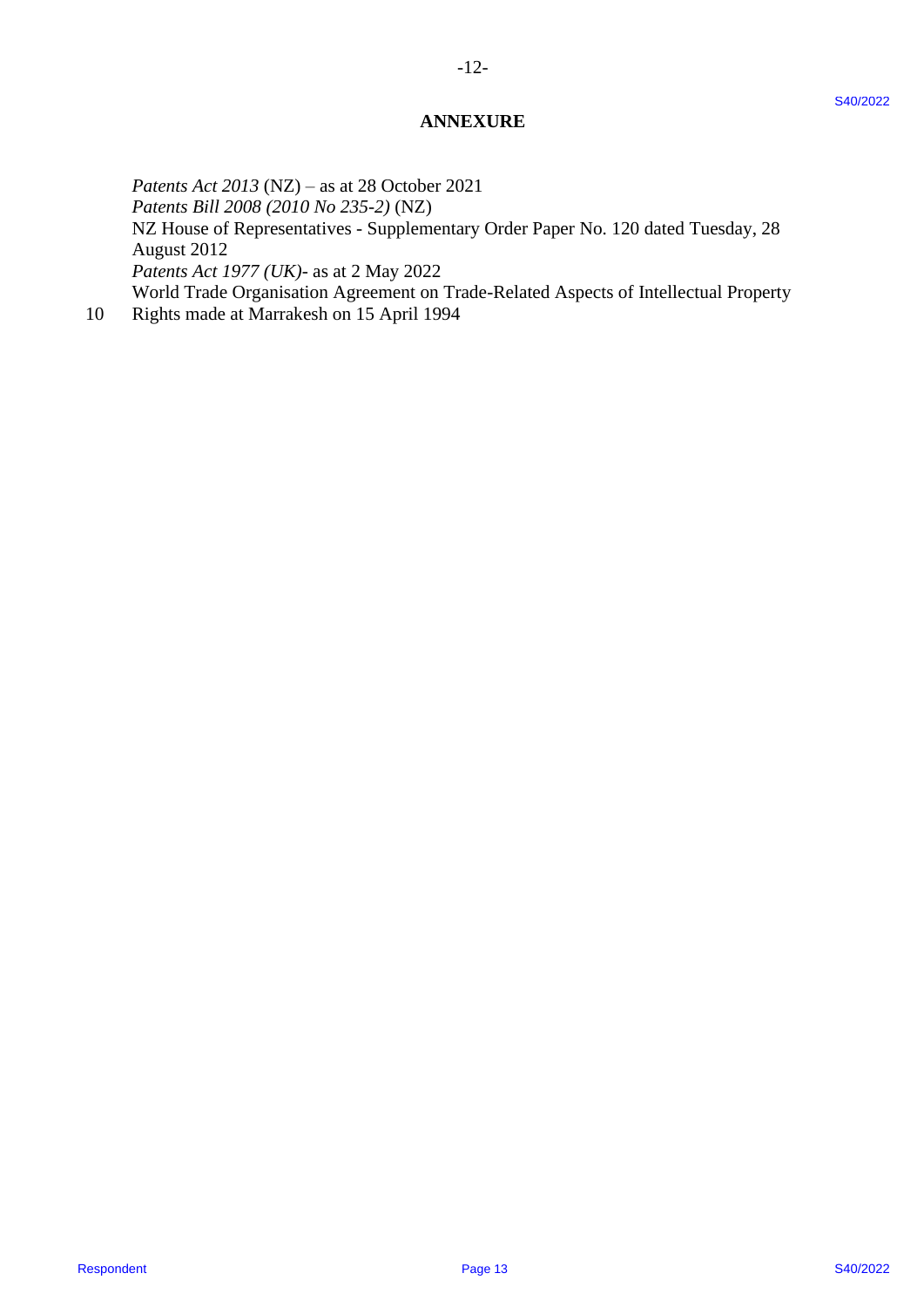# ANNEXURE

*Patents Act 2013* (NZ) – as at 28 October 2021
*Patents Bill 2008 (2010 No 235-2)* (NZ)
NZ House of Representatives - Supplementary Order Paper No. 120 dated Tuesday, 28 August 2012
*Patents Act 1977 (UK)*- as at 2 May 2022
World Trade Organisation Agreement on Trade-Related Aspects of Intellectual Property Rights made at Marrakesh on 15 April 1994